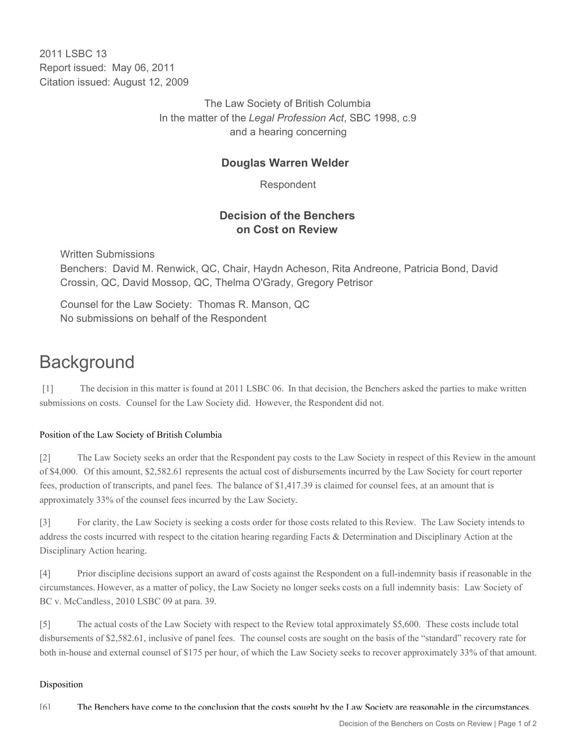2011 LSBC 13
Report issued: May 06, 2011
Citation issued: August 12, 2009

The Law Society of British Columbia
In the matter of the *Legal Profession Act*, SBC 1998, c.9
and a hearing concerning

**Douglas Warren Welder**

Respondent

**Decision of the Benchers on Cost on Review**

Written Submissions
Benchers: David M. Renwick, QC, Chair, Haydn Acheson, Rita Andreone, Patricia Bond, David Crossin, QC, David Mossop, QC, Thelma O'Grady, Gregory Petrisor

Counsel for the Law Society: Thomas R. Manson, QC
No submissions on behalf of the Respondent

# Background

[1] The decision in this matter is found at 2011 LSBC 06. In that decision, the Benchers asked the parties to make written submissions on costs. Counsel for the Law Society did. However, the Respondent did not.

### Position of the Law Society of British Columbia

[2] The Law Society seeks an order that the Respondent pay costs to the Law Society in respect of this Review in the amount of $4,000. Of this amount, $2,582.61 represents the actual cost of disbursements incurred by the Law Society for court reporter fees, production of transcripts, and panel fees. The balance of $1,417.39 is claimed for counsel fees, at an amount that is approximately 33% of the counsel fees incurred by the Law Society.

[3] For clarity, the Law Society is seeking a costs order for those costs related to this Review. The Law Society intends to address the costs incurred with respect to the citation hearing regarding Facts & Determination and Disciplinary Action at the Disciplinary Action hearing.

[4] Prior discipline decisions support an award of costs against the Respondent on a full-indemnity basis if reasonable in the circumstances. However, as a matter of policy, the Law Society no longer seeks costs on a full indemnity basis: Law Society of BC v. McCandless, 2010 LSBC 09 at para. 39.

[5] The actual costs of the Law Society with respect to the Review total approximately $5,600. These costs include total disbursements of $2,582.61, inclusive of panel fees. The counsel costs are sought on the basis of the "standard" recovery rate for both in-house and external counsel of $175 per hour, of which the Law Society seeks to recover approximately 33% of that amount.

### Disposition

[6] The Benchers have come to the conclusion that the costs sought by the Law Society are reasonable in the circumstances.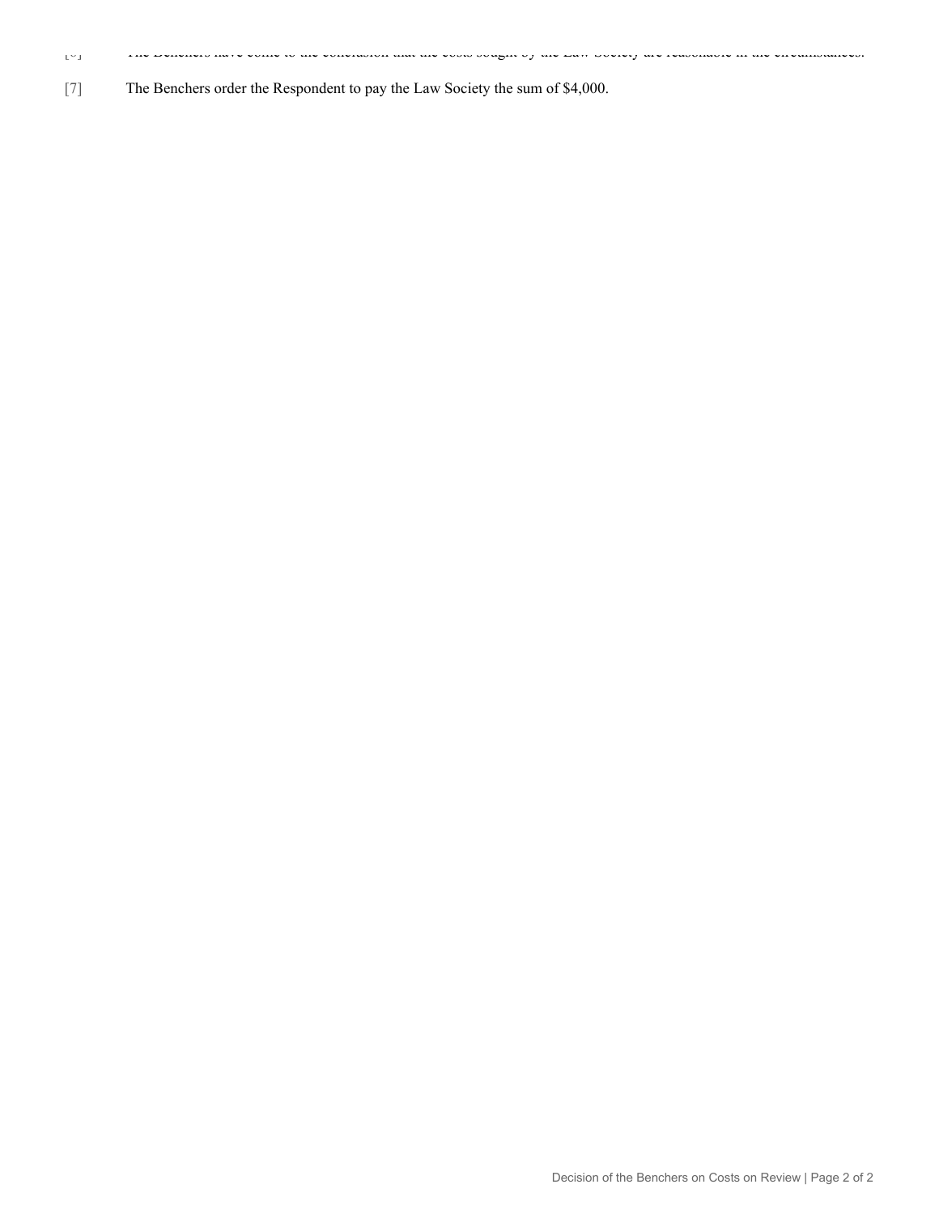[6] The Benchers have come to the conclusion that the costs sought by the Law Society are reasonable in the circumstances.

[7] The Benchers order the Respondent to pay the Law Society the sum of $4,000.